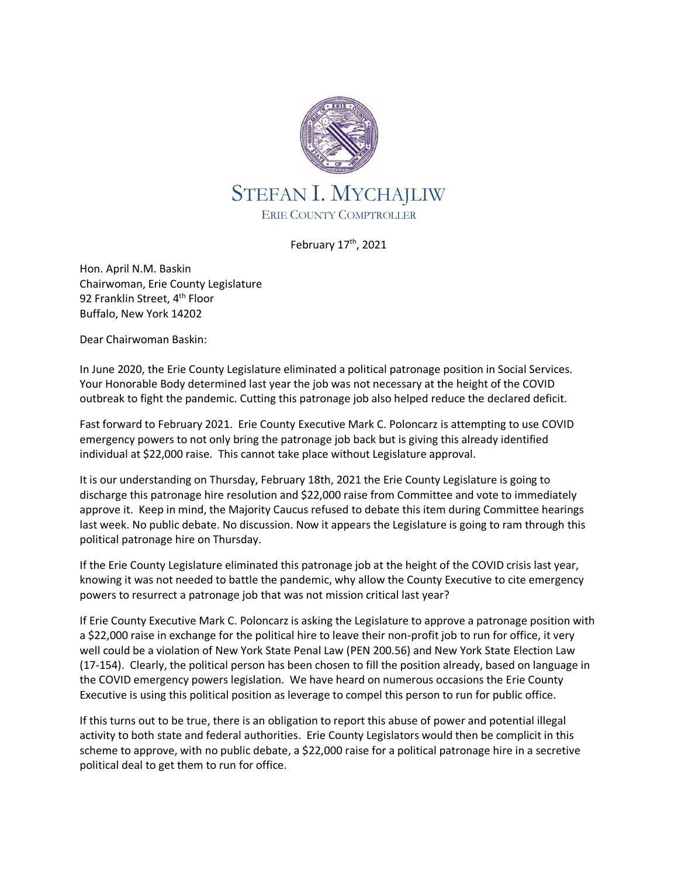# STEFAN I. MYCHAJLIW

ERIE COUNTY COMPTROLLER

February 17th, 2021

Hon. April N.M. Baskin
Chairwoman, Erie County Legislature
92 Franklin Street, 4th Floor
Buffalo, New York 14202

Dear Chairwoman Baskin:

In June 2020, the Erie County Legislature eliminated a political patronage position in Social Services. Your Honorable Body determined last year the job was not necessary at the height of the COVID outbreak to fight the pandemic. Cutting this patronage job also helped reduce the declared deficit.

Fast forward to February 2021. Erie County Executive Mark C. Poloncarz is attempting to use COVID emergency powers to not only bring the patronage job back but is giving this already identified individual at $22,000 raise. This cannot take place without Legislature approval.

It is our understanding on Thursday, February 18th, 2021 the Erie County Legislature is going to discharge this patronage hire resolution and $22,000 raise from Committee and vote to immediately approve it. Keep in mind, the Majority Caucus refused to debate this item during Committee hearings last week. No public debate. No discussion. Now it appears the Legislature is going to ram through this political patronage hire on Thursday.

If the Erie County Legislature eliminated this patronage job at the height of the COVID crisis last year, knowing it was not needed to battle the pandemic, why allow the County Executive to cite emergency powers to resurrect a patronage job that was not mission critical last year?

If Erie County Executive Mark C. Poloncarz is asking the Legislature to approve a patronage position with a $22,000 raise in exchange for the political hire to leave their non-profit job to run for office, it very well could be a violation of New York State Penal Law (PEN 200.56) and New York State Election Law (17-154). Clearly, the political person has been chosen to fill the position already, based on language in the COVID emergency powers legislation. We have heard on numerous occasions the Erie County Executive is using this political position as leverage to compel this person to run for public office.

If this turns out to be true, there is an obligation to report this abuse of power and potential illegal activity to both state and federal authorities. Erie County Legislators would then be complicit in this scheme to approve, with no public debate, a $22,000 raise for a political patronage hire in a secretive political deal to get them to run for office.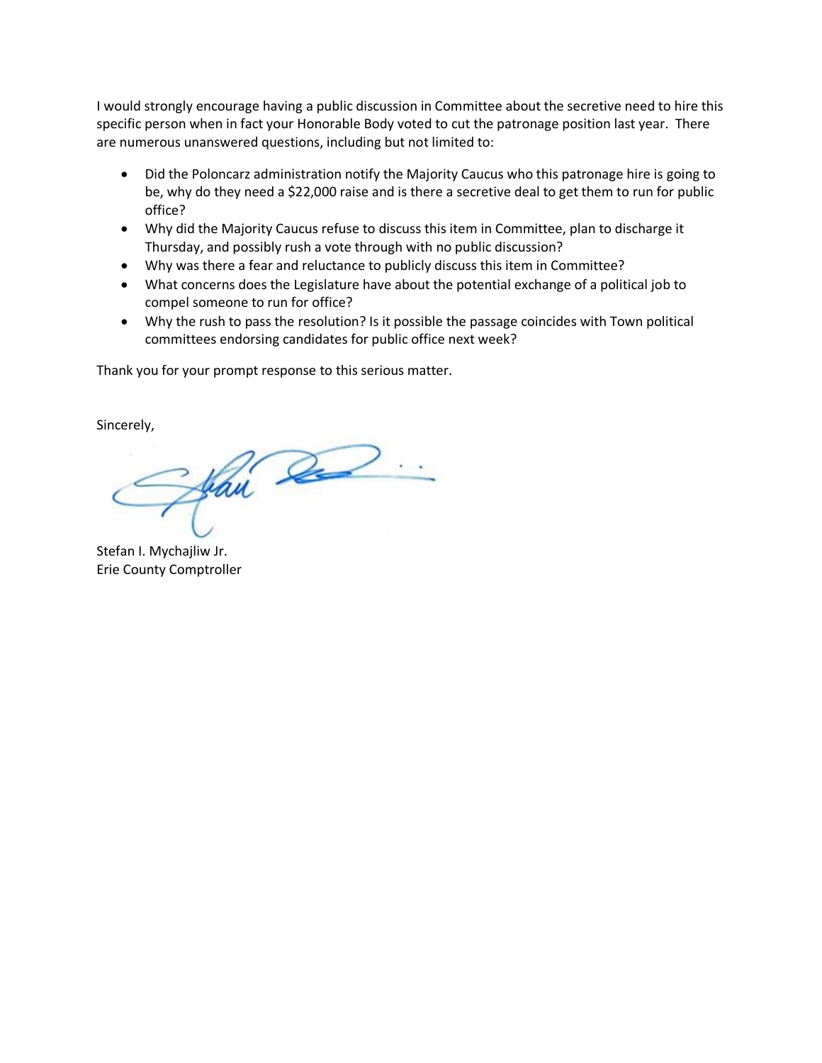I would strongly encourage having a public discussion in Committee about the secretive need to hire this specific person when in fact your Honorable Body voted to cut the patronage position last year. There are numerous unanswered questions, including but not limited to:

- Did the Poloncarz administration notify the Majority Caucus who this patronage hire is going to be, why do they need a $22,000 raise and is there a secretive deal to get them to run for public office?
- Why did the Majority Caucus refuse to discuss this item in Committee, plan to discharge it Thursday, and possibly rush a vote through with no public discussion?
- Why was there a fear and reluctance to publicly discuss this item in Committee?
- What concerns does the Legislature have about the potential exchange of a political job to compel someone to run for office?
- Why the rush to pass the resolution? Is it possible the passage coincides with Town political committees endorsing candidates for public office next week?

Thank you for your prompt response to this serious matter.

Sincerely,

Stefan I. Mychajliw Jr.
Erie County Comptroller